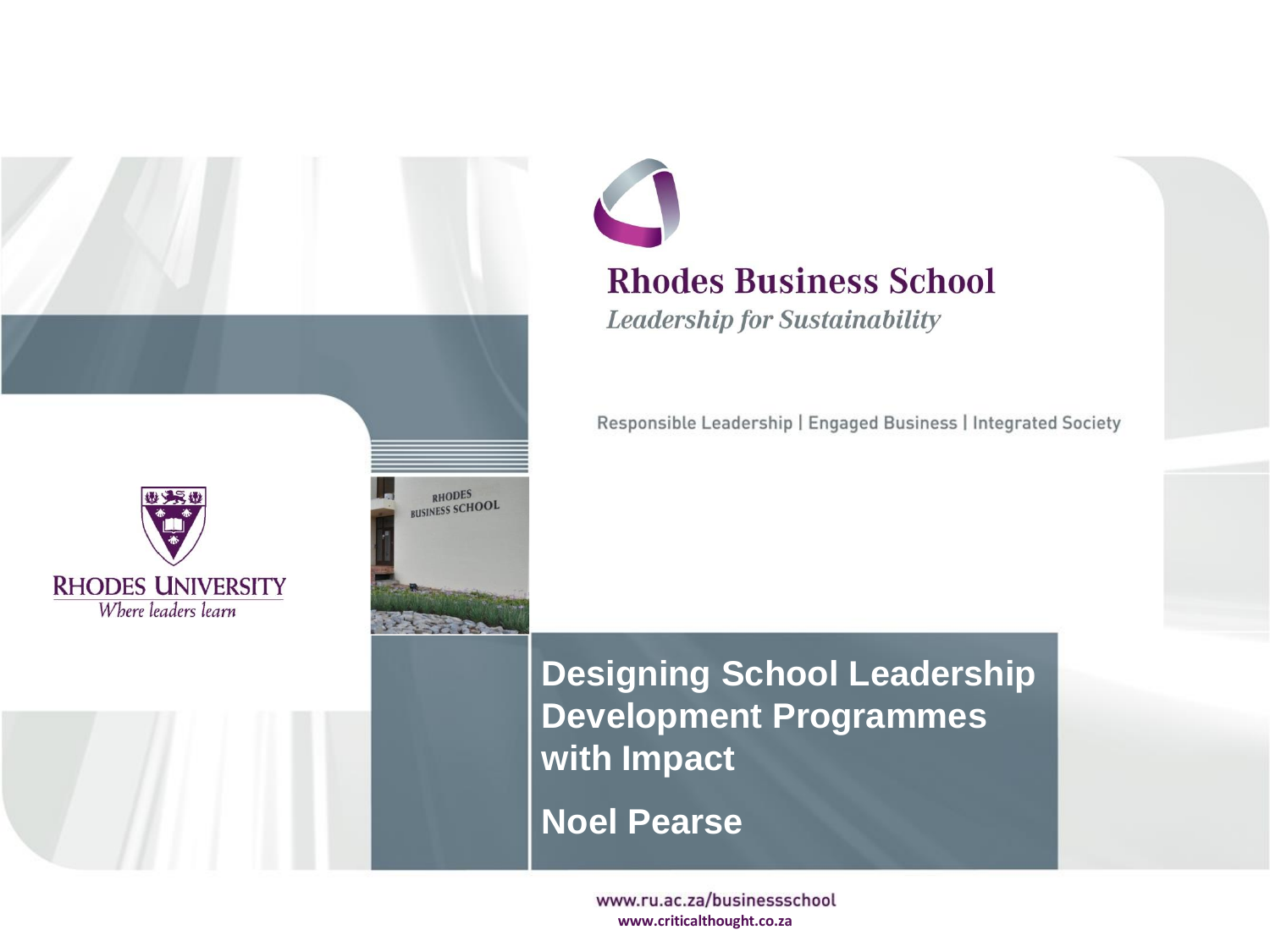# Rhodes Business School

*Leadership for Sustainability*

Responsible Leadership | Engaged Business | Integrated Society

RHODES UNIVERSITY

*Where leaders learn*

## Designing School Leadership Development Programmes with Impact

**Noel Pearse**

www.ru.ac.za/businessschool

**www.criticalthought.co.za**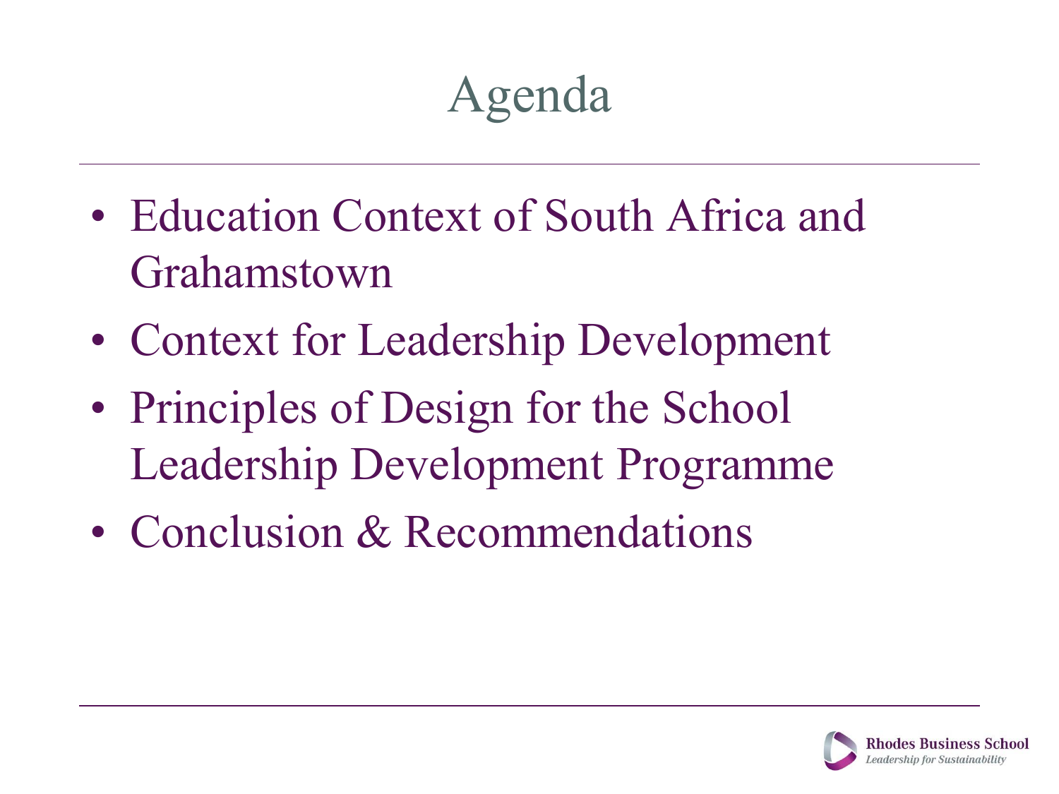# Agenda

- Education Context of South Africa and Grahamstown
- Context for Leadership Development
- Principles of Design for the School Leadership Development Programme
- Conclusion & Recommendations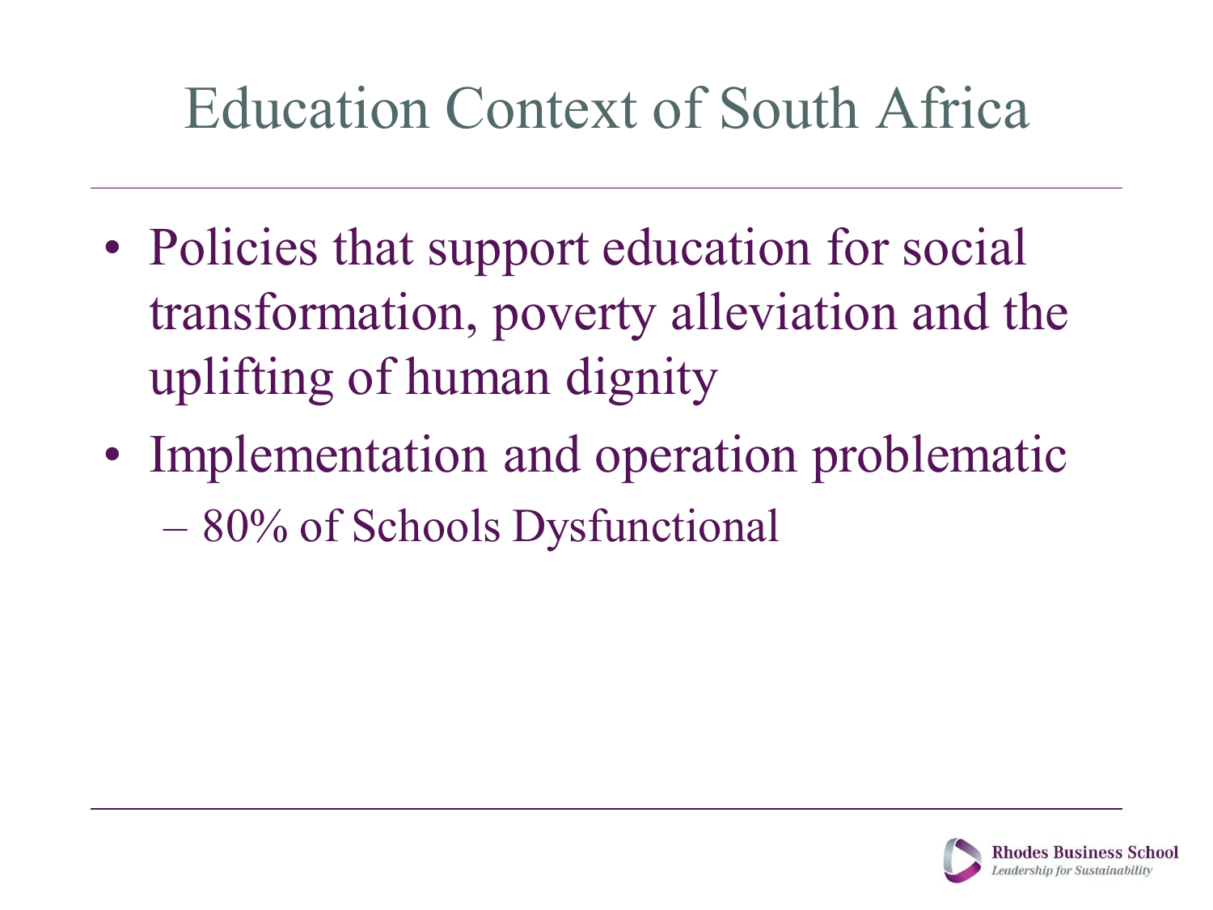# Education Context of South Africa

- Policies that support education for social transformation, poverty alleviation and the uplifting of human dignity
- Implementation and operation problematic
  - 80% of Schools Dysfunctional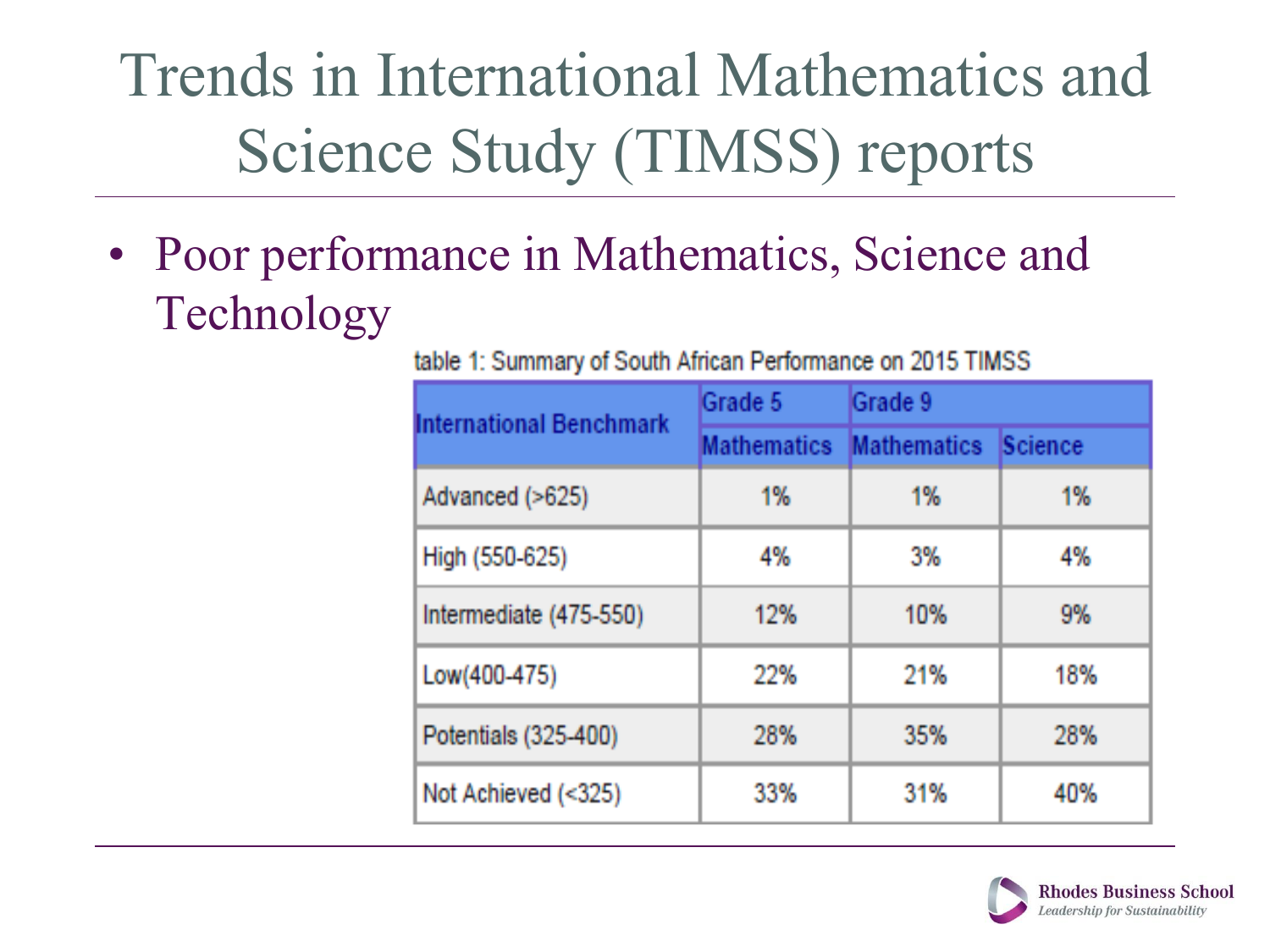# Trends in International Mathematics and Science Study (TIMSS) reports

- Poor performance in Mathematics, Science and Technology

table 1: Summary of South African Performance on 2015 TIMSS

| International Benchmark | Grade 5 | Grade 9 | |
|---|---|---|---|
| | Mathematics | Mathematics | Science |
| Advanced (>625) | 1% | 1% | 1% |
| High (550-625) | 4% | 3% | 4% |
| Intermediate (475-550) | 12% | 10% | 9% |
| Low(400-475) | 22% | 21% | 18% |
| Potentials (325-400) | 28% | 35% | 28% |
| Not Achieved (<325) | 33% | 31% | 40% |

Rhodes Business School
*Leadership for Sustainability*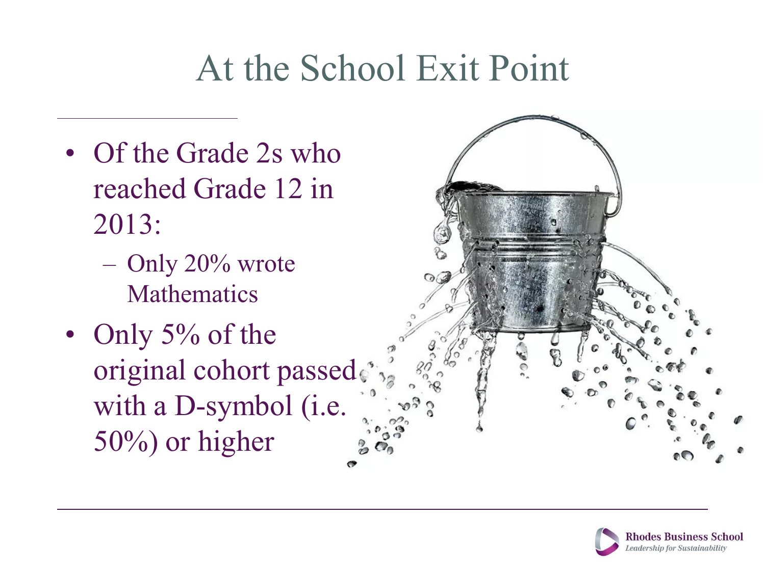# At the School Exit Point

- Of the Grade 2s who reached Grade 12 in 2013:
  - Only 20% wrote Mathematics
- Only 5% of the original cohort passed with a D-symbol (i.e. 50%) or higher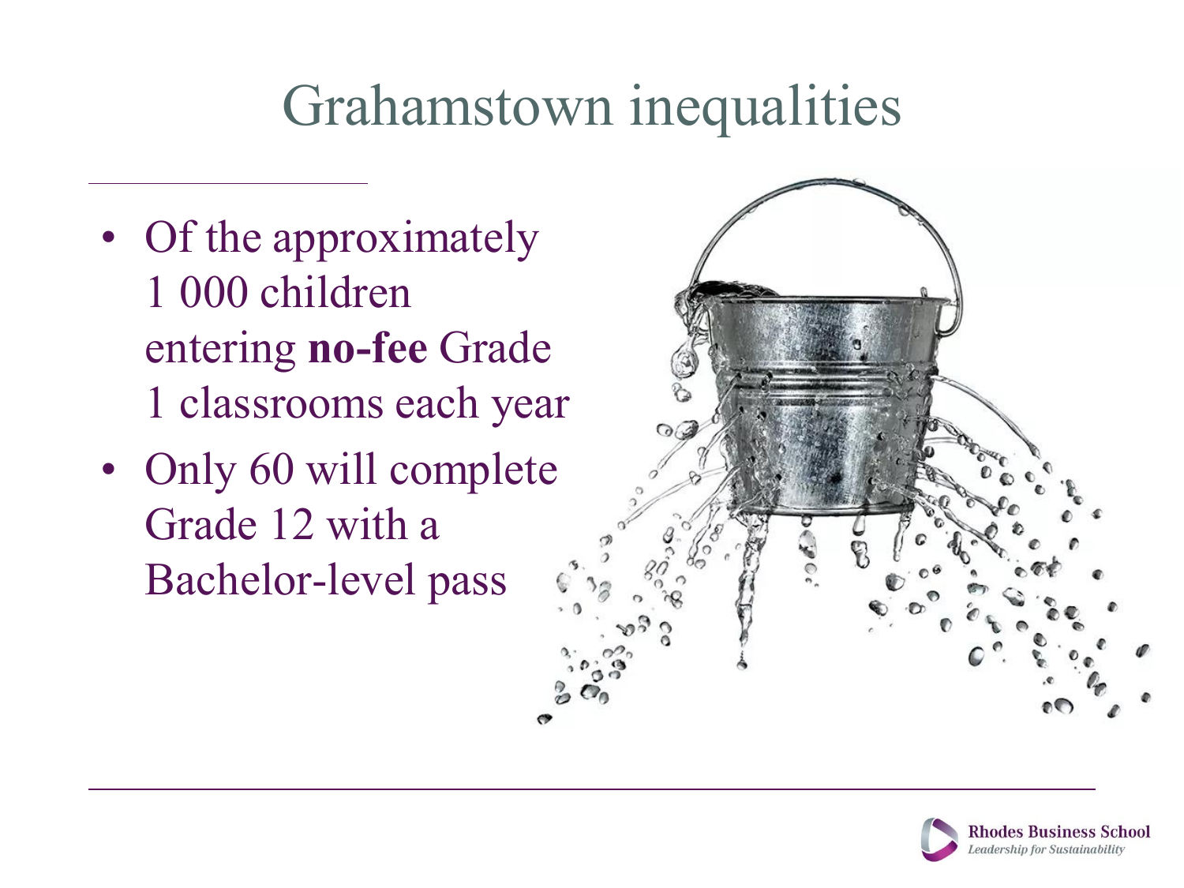# Grahamstown inequalities

- Of the approximately 1 000 children entering **no-fee** Grade 1 classrooms each year
- Only 60 will complete Grade 12 with a Bachelor-level pass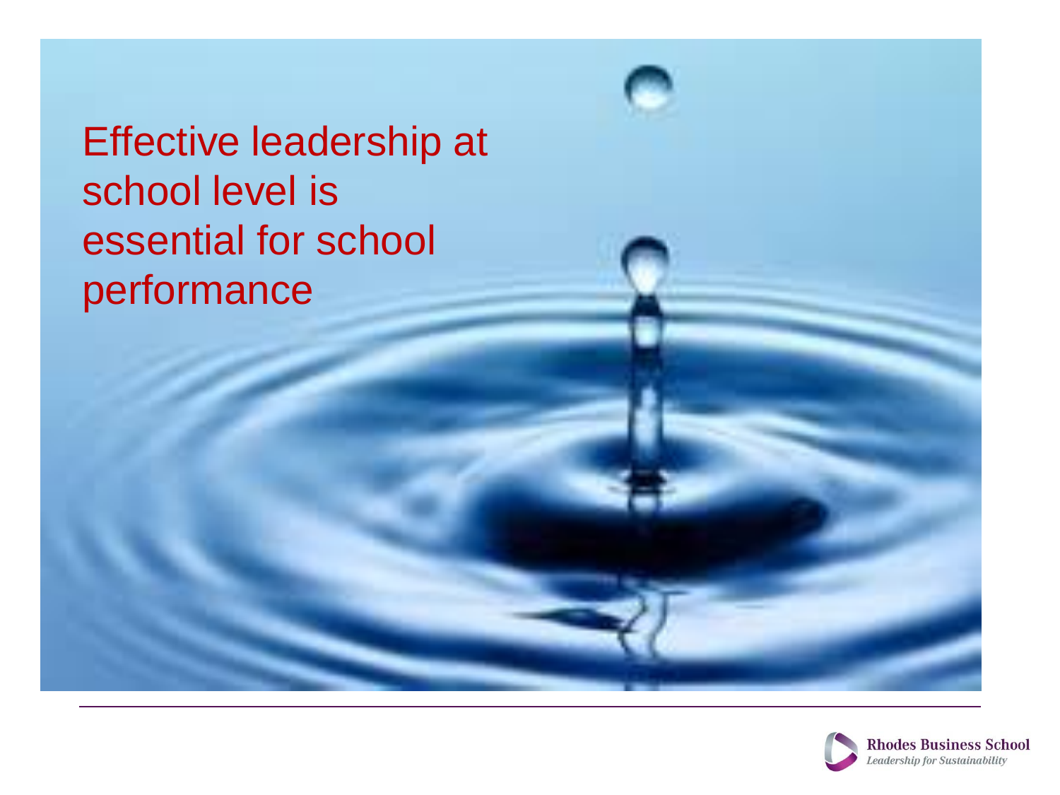Effective leadership at school level is essential for school performance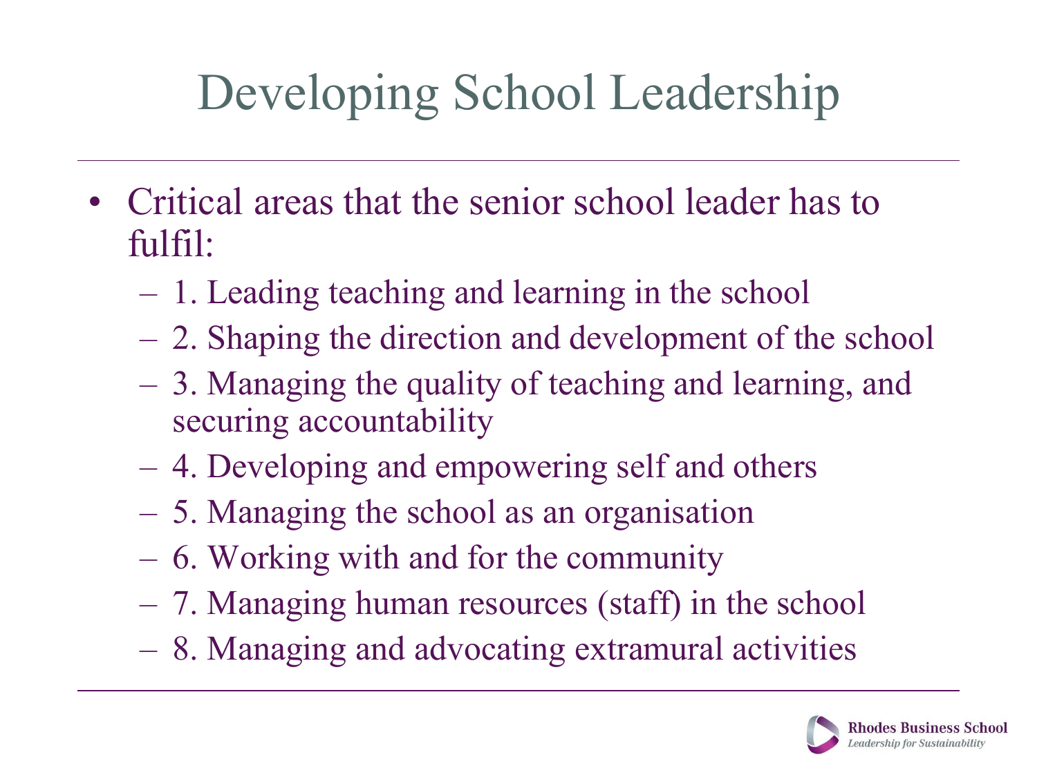# Developing School Leadership

- Critical areas that the senior school leader has to fulfil:
  - 1. Leading teaching and learning in the school
  - 2. Shaping the direction and development of the school
  - 3. Managing the quality of teaching and learning, and securing accountability
  - 4. Developing and empowering self and others
  - 5. Managing the school as an organisation
  - 6. Working with and for the community
  - 7. Managing human resources (staff) in the school
  - 8. Managing and advocating extramural activities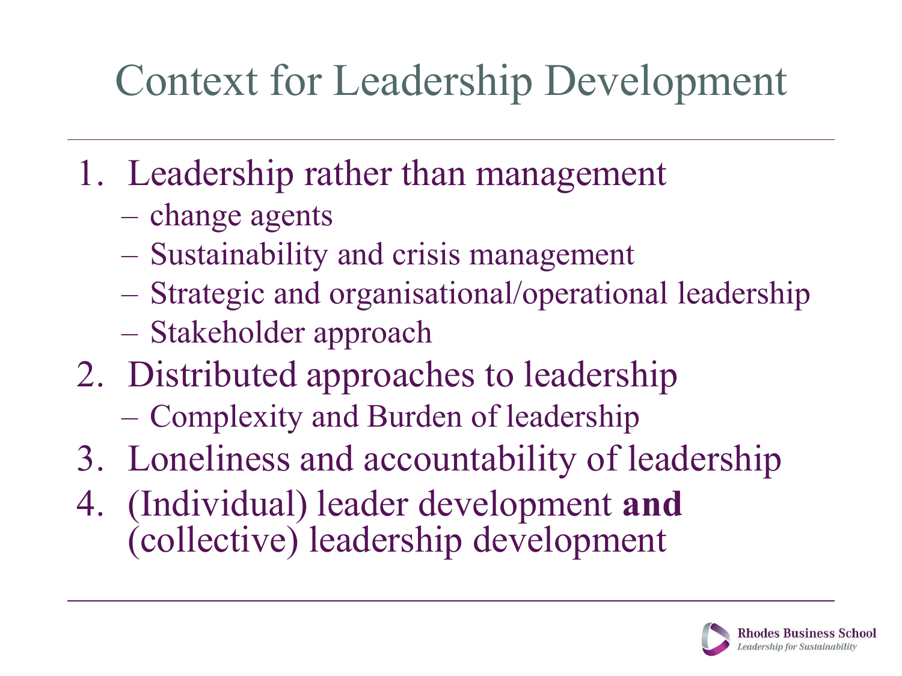# Context for Leadership Development

1. Leadership rather than management
   - change agents
   - Sustainability and crisis management
   - Strategic and organisational/operational leadership
   - Stakeholder approach
2. Distributed approaches to leadership
   - Complexity and Burden of leadership
3. Loneliness and accountability of leadership
4. (Individual) leader development **and** (collective) leadership development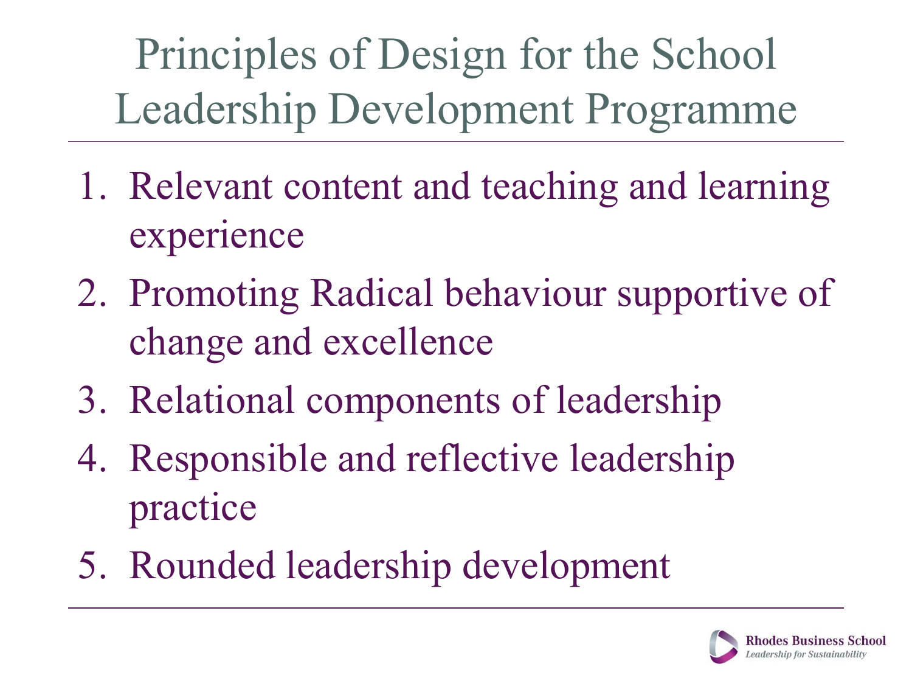# Principles of Design for the School Leadership Development Programme

1. Relevant content and teaching and learning experience
2. Promoting Radical behaviour supportive of change and excellence
3. Relational components of leadership
4. Responsible and reflective leadership practice
5. Rounded leadership development

Rhodes Business School
*Leadership for Sustainability*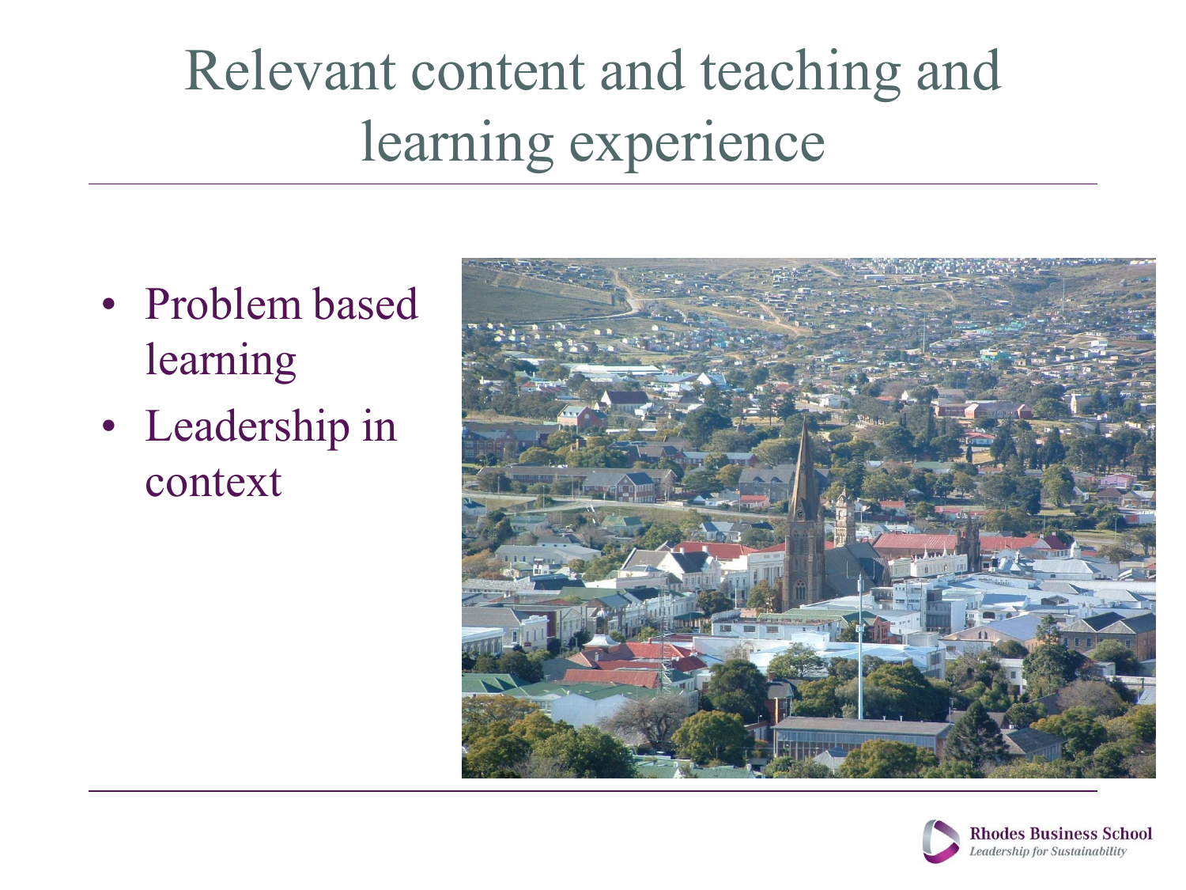# Relevant content and teaching and learning experience

- Problem based learning
- Leadership in context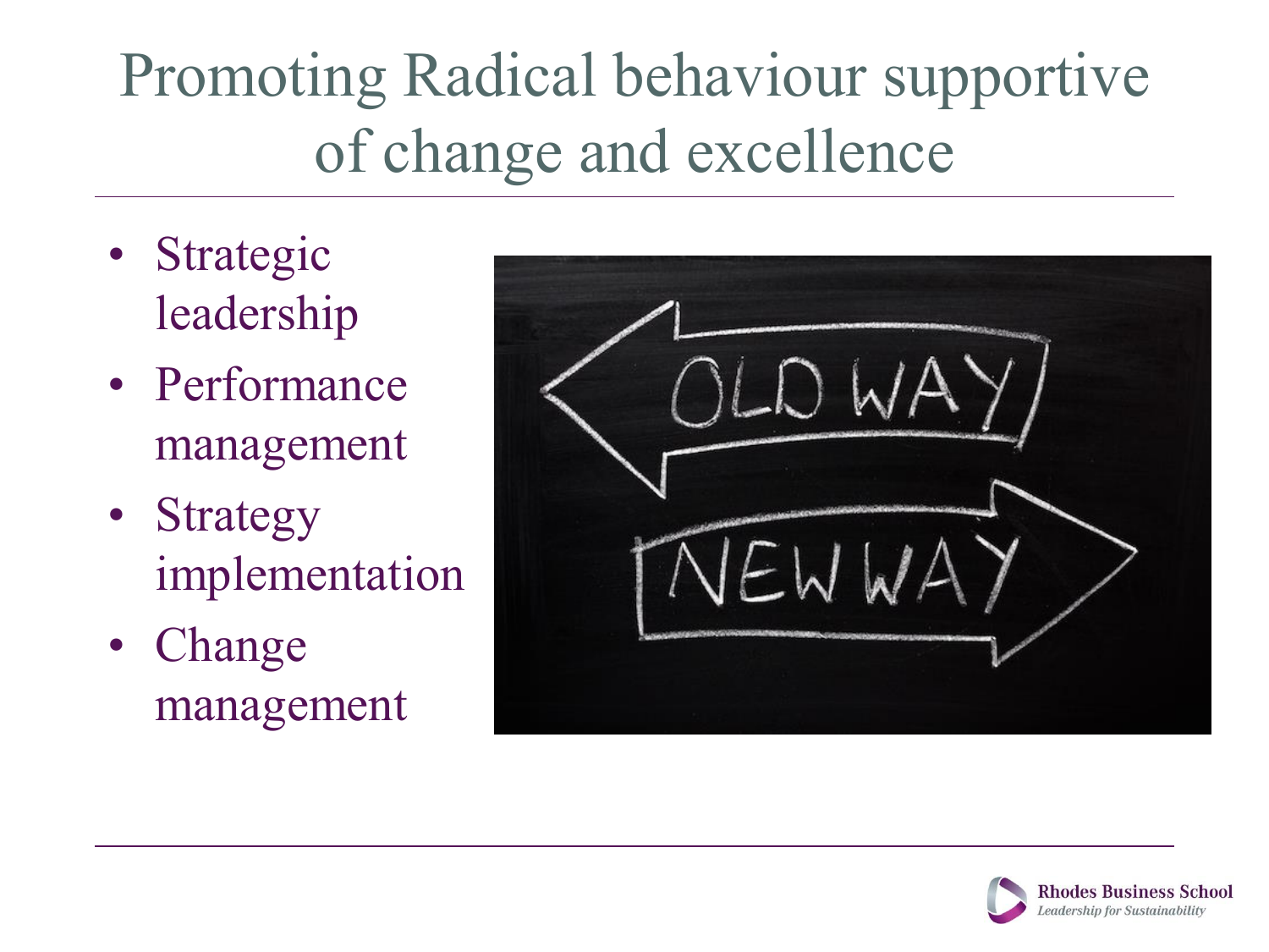# Promoting Radical behaviour supportive of change and excellence

- Strategic leadership
- Performance management
- Strategy implementation
- Change management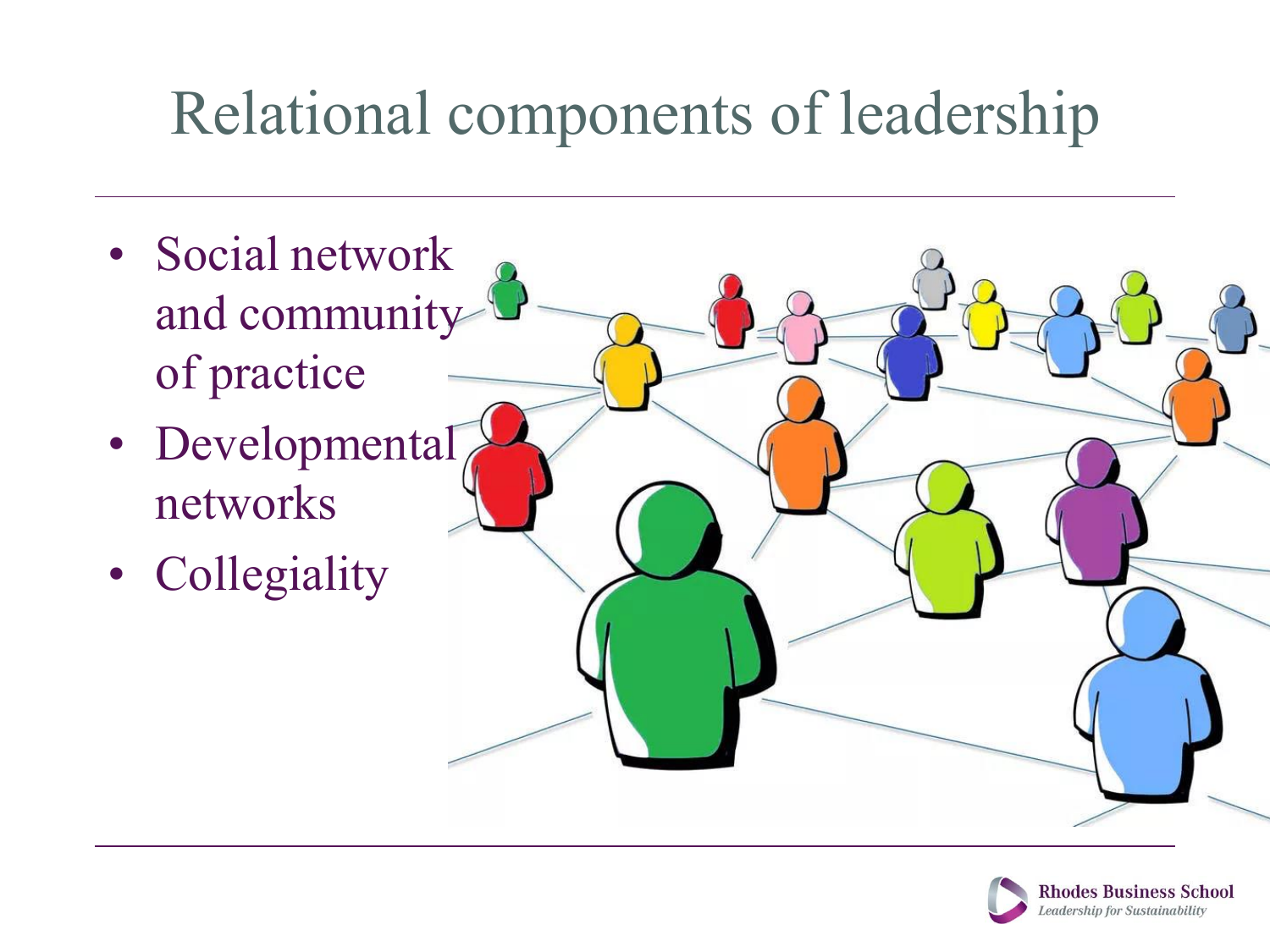# Relational components of leadership

- Social network and community of practice
- Developmental networks
- Collegiality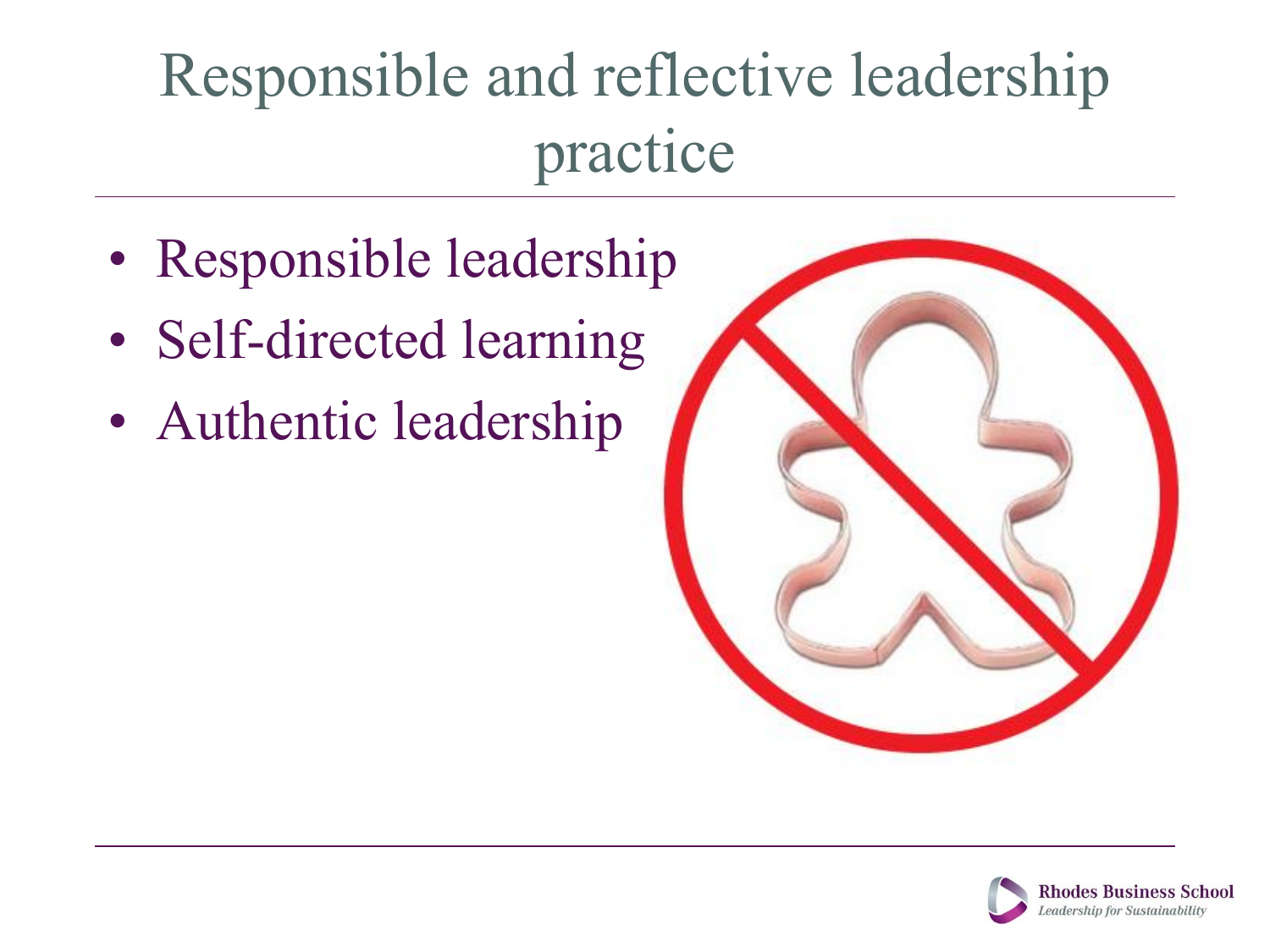# Responsible and reflective leadership practice

- Responsible leadership
- Self-directed learning
- Authentic leadership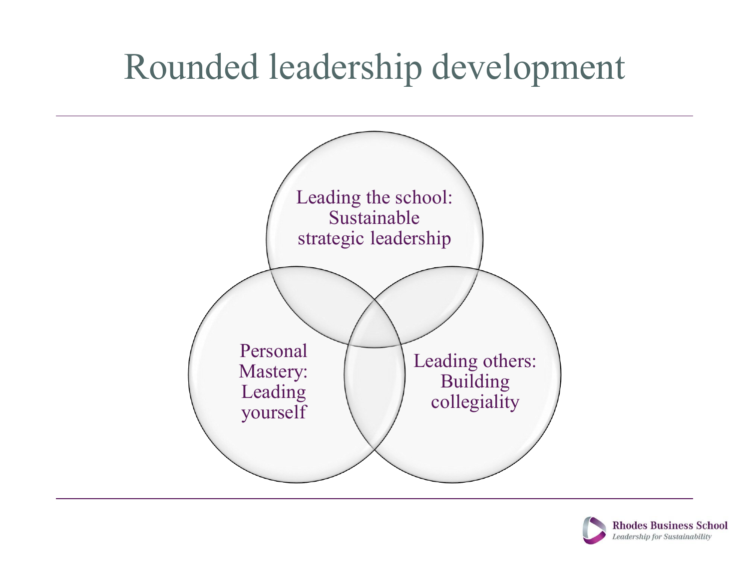# Rounded leadership development

Leading the school: Sustainable strategic leadership

Personal Mastery: Leading yourself

Leading others: Building collegiality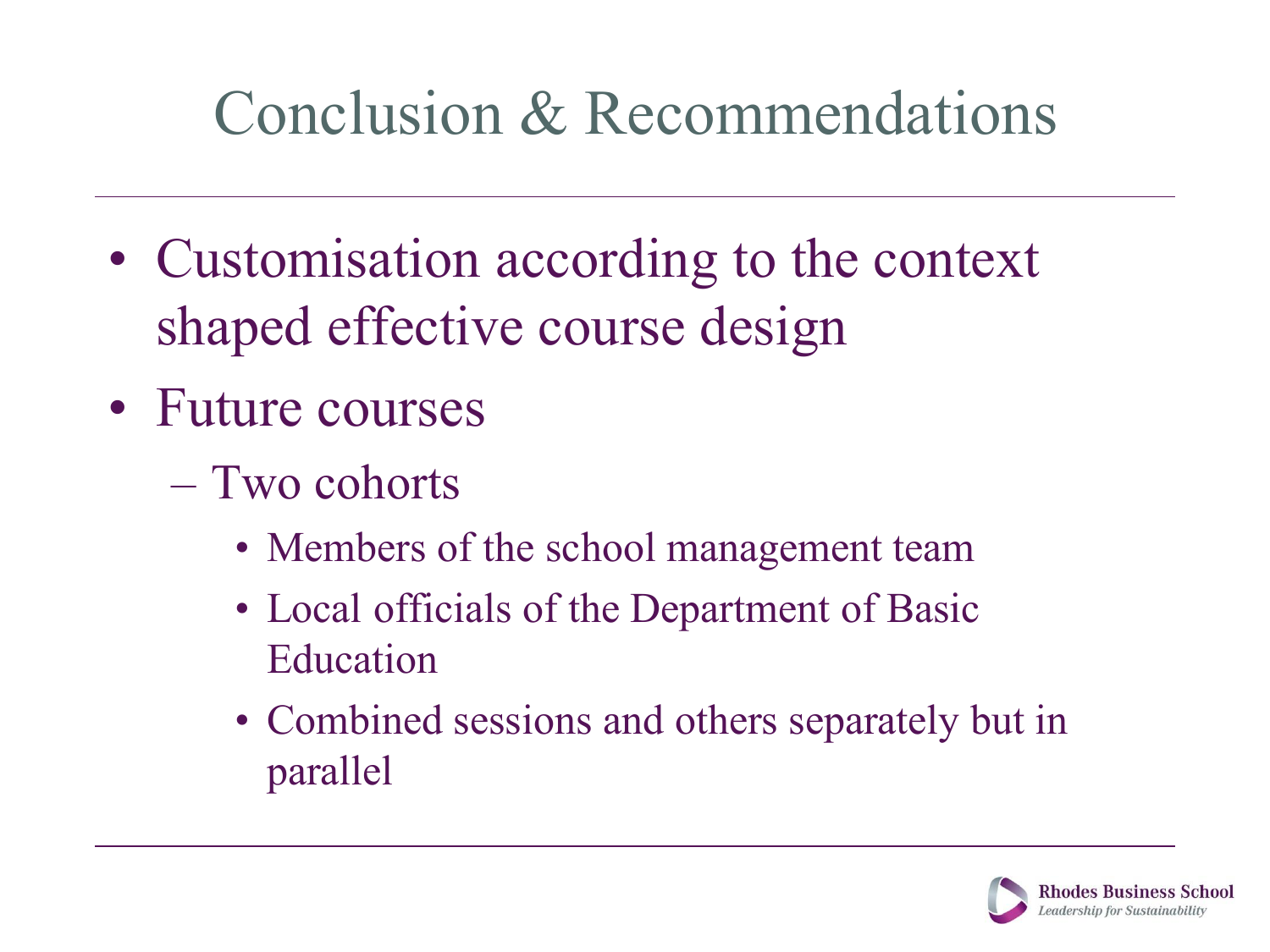# Conclusion & Recommendations

- Customisation according to the context shaped effective course design
- Future courses
  - Two cohorts
    - Members of the school management team
    - Local officials of the Department of Basic Education
    - Combined sessions and others separately but in parallel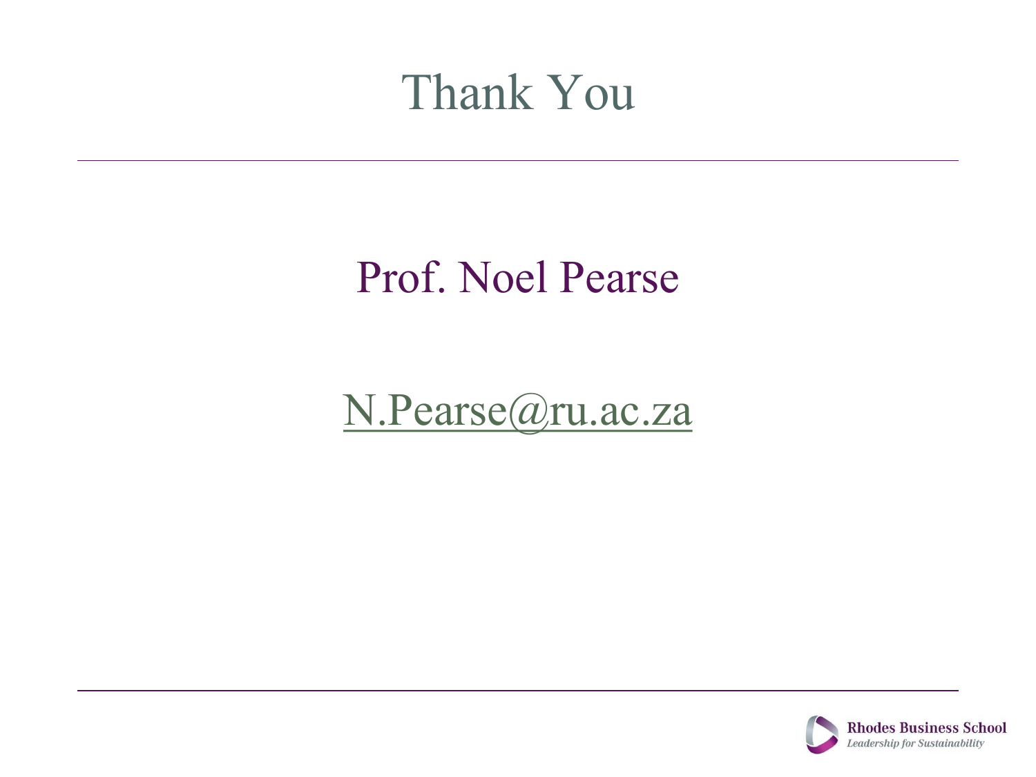# Thank You

Prof. Noel Pearse

N.Pearse@ru.ac.za